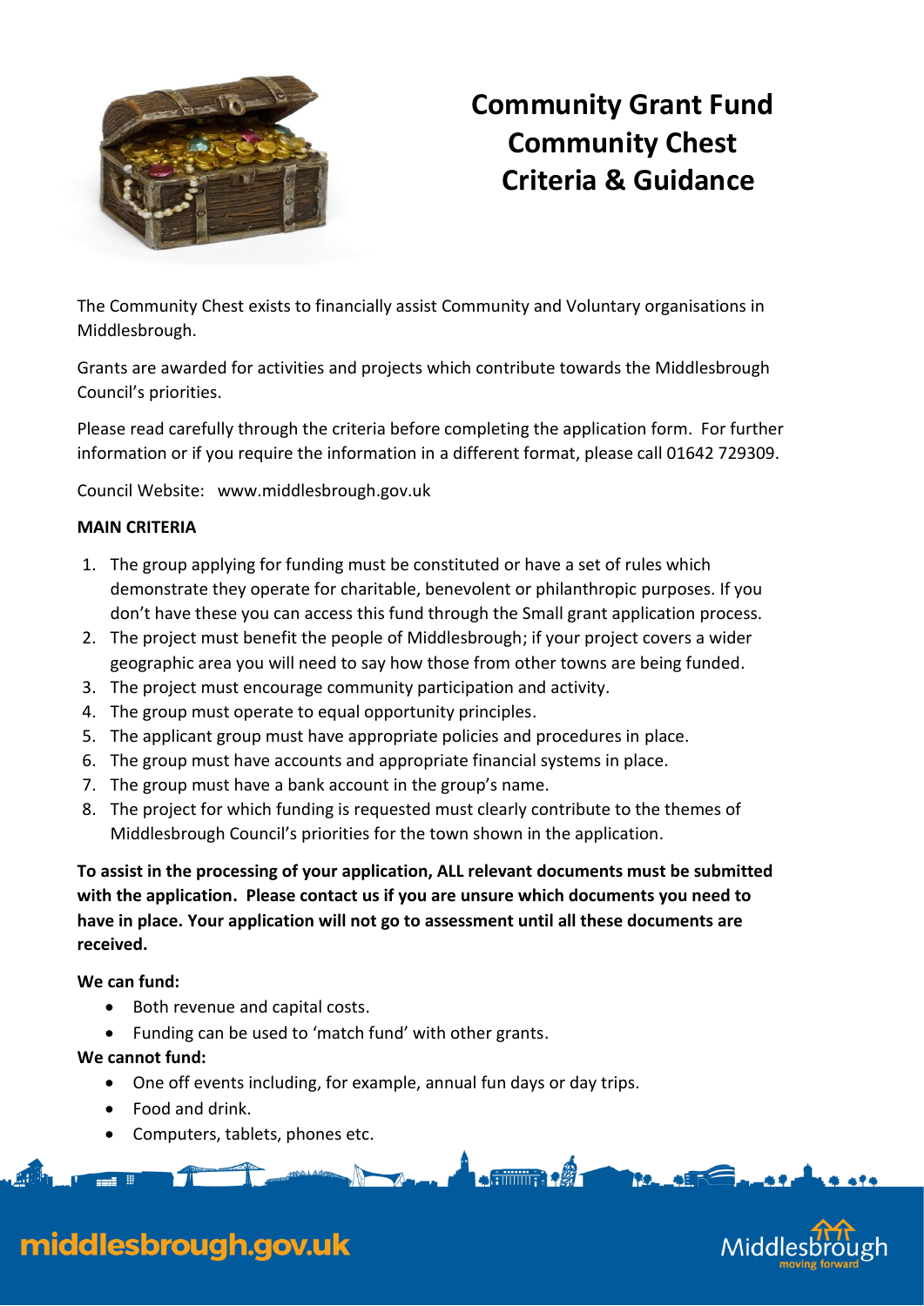# Community Grant Fund
# Community Chest
# Criteria & Guidance

The Community Chest exists to financially assist Community and Voluntary organisations in Middlesbrough.

Grants are awarded for activities and projects which contribute towards the Middlesbrough Council's priorities.

Please read carefully through the criteria before completing the application form. For further information or if you require the information in a different format, please call 01642 729309.

Council Website: www.middlesbrough.gov.uk

**MAIN CRITERIA**

1. The group applying for funding must be constituted or have a set of rules which demonstrate they operate for charitable, benevolent or philanthropic purposes. If you don't have these you can access this fund through the Small grant application process.
2. The project must benefit the people of Middlesbrough; if your project covers a wider geographic area you will need to say how those from other towns are being funded.
3. The project must encourage community participation and activity.
4. The group must operate to equal opportunity principles.
5. The applicant group must have appropriate policies and procedures in place.
6. The group must have accounts and appropriate financial systems in place.
7. The group must have a bank account in the group's name.
8. The project for which funding is requested must clearly contribute to the themes of Middlesbrough Council's priorities for the town shown in the application.

**To assist in the processing of your application, ALL relevant documents must be submitted with the application. Please contact us if you are unsure which documents you need to have in place. Your application will not go to assessment until all these documents are received.**

**We can fund:**

- Both revenue and capital costs.
- Funding can be used to 'match fund' with other grants.

**We cannot fund:**

- One off events including, for example, annual fun days or day trips.
- Food and drink.
- Computers, tablets, phones etc.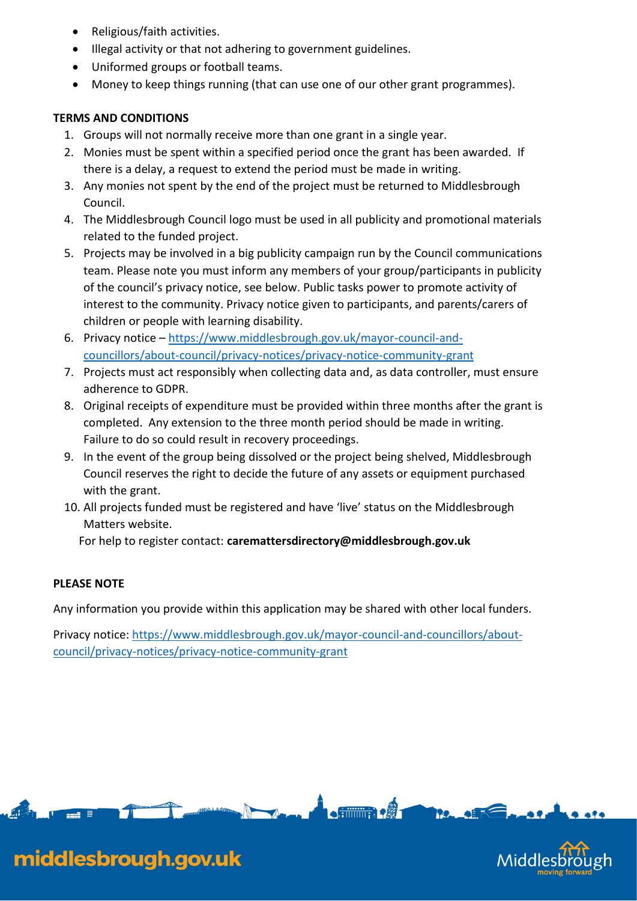- Religious/faith activities.
- Illegal activity or that not adhering to government guidelines.
- Uniformed groups or football teams.
- Money to keep things running (that can use one of our other grant programmes).

**TERMS AND CONDITIONS**

1. Groups will not normally receive more than one grant in a single year.
2. Monies must be spent within a specified period once the grant has been awarded. If there is a delay, a request to extend the period must be made in writing.
3. Any monies not spent by the end of the project must be returned to Middlesbrough Council.
4. The Middlesbrough Council logo must be used in all publicity and promotional materials related to the funded project.
5. Projects may be involved in a big publicity campaign run by the Council communications team. Please note you must inform any members of your group/participants in publicity of the council's privacy notice, see below. Public tasks power to promote activity of interest to the community. Privacy notice given to participants, and parents/carers of children or people with learning disability.
6. Privacy notice – https://www.middlesbrough.gov.uk/mayor-council-and-councillors/about-council/privacy-notices/privacy-notice-community-grant
7. Projects must act responsibly when collecting data and, as data controller, must ensure adherence to GDPR.
8. Original receipts of expenditure must be provided within three months after the grant is completed. Any extension to the three month period should be made in writing. Failure to do so could result in recovery proceedings.
9. In the event of the group being dissolved or the project being shelved, Middlesbrough Council reserves the right to decide the future of any assets or equipment purchased with the grant.
10. All projects funded must be registered and have 'live' status on the Middlesbrough Matters website.

    For help to register contact: **carematersdirectory@middlesbrough.gov.uk**

**PLEASE NOTE**

Any information you provide within this application may be shared with other local funders.

Privacy notice: https://www.middlesbrough.gov.uk/mayor-council-and-councillors/about-council/privacy-notices/privacy-notice-community-grant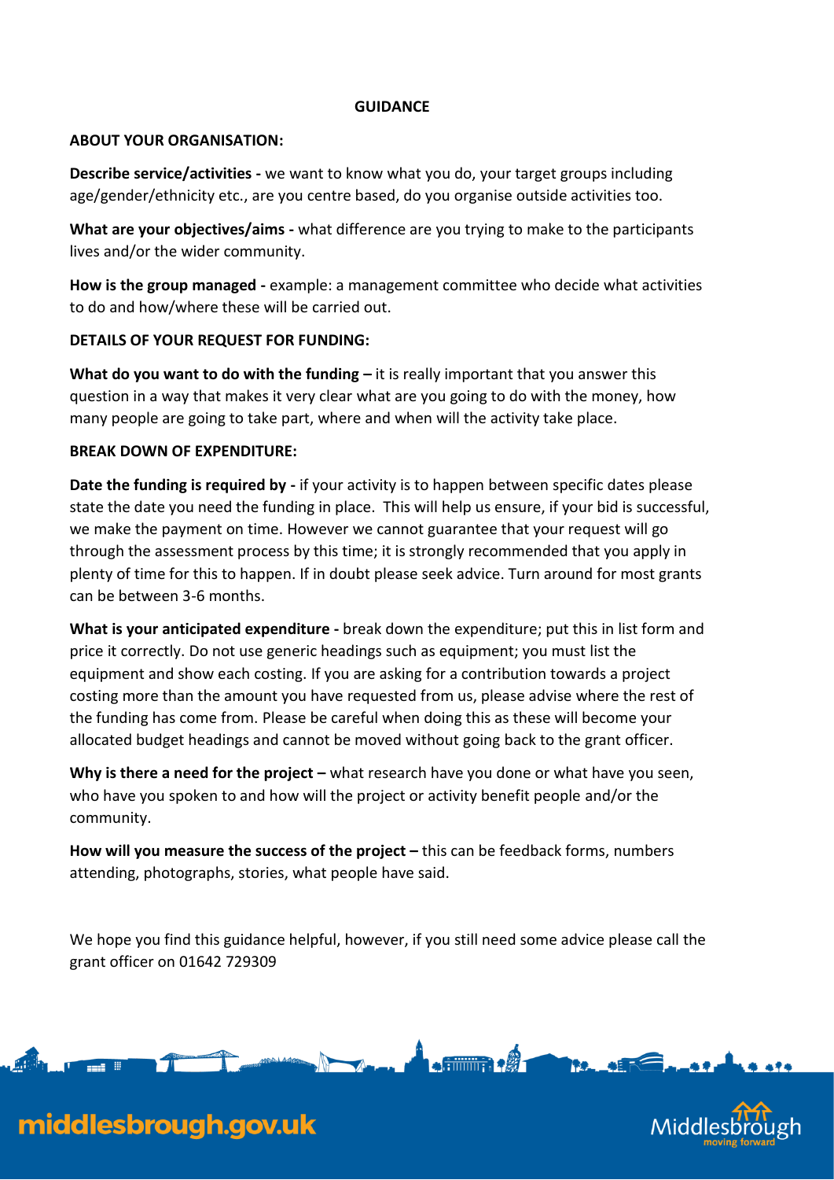# GUIDANCE

## ABOUT YOUR ORGANISATION:

**Describe service/activities -** we want to know what you do, your target groups including age/gender/ethnicity etc., are you centre based, do you organise outside activities too.

**What are your objectives/aims -** what difference are you trying to make to the participants lives and/or the wider community.

**How is the group managed -** example: a management committee who decide what activities to do and how/where these will be carried out.

## DETAILS OF YOUR REQUEST FOR FUNDING:

**What do you want to do with the funding –** it is really important that you answer this question in a way that makes it very clear what are you going to do with the money, how many people are going to take part, where and when will the activity take place.

## BREAK DOWN OF EXPENDITURE:

**Date the funding is required by -** if your activity is to happen between specific dates please state the date you need the funding in place. This will help us ensure, if your bid is successful, we make the payment on time. However we cannot guarantee that your request will go through the assessment process by this time; it is strongly recommended that you apply in plenty of time for this to happen. If in doubt please seek advice. Turn around for most grants can be between 3-6 months.

**What is your anticipated expenditure -** break down the expenditure; put this in list form and price it correctly. Do not use generic headings such as equipment; you must list the equipment and show each costing. If you are asking for a contribution towards a project costing more than the amount you have requested from us, please advise where the rest of the funding has come from. Please be careful when doing this as these will become your allocated budget headings and cannot be moved without going back to the grant officer.

**Why is there a need for the project –** what research have you done or what have you seen, who have you spoken to and how will the project or activity benefit people and/or the community.

**How will you measure the success of the project –** this can be feedback forms, numbers attending, photographs, stories, what people have said.

We hope you find this guidance helpful, however, if you still need some advice please call the grant officer on 01642 729309

middlesbrough.gov.uk

Middlesbrough moving forward